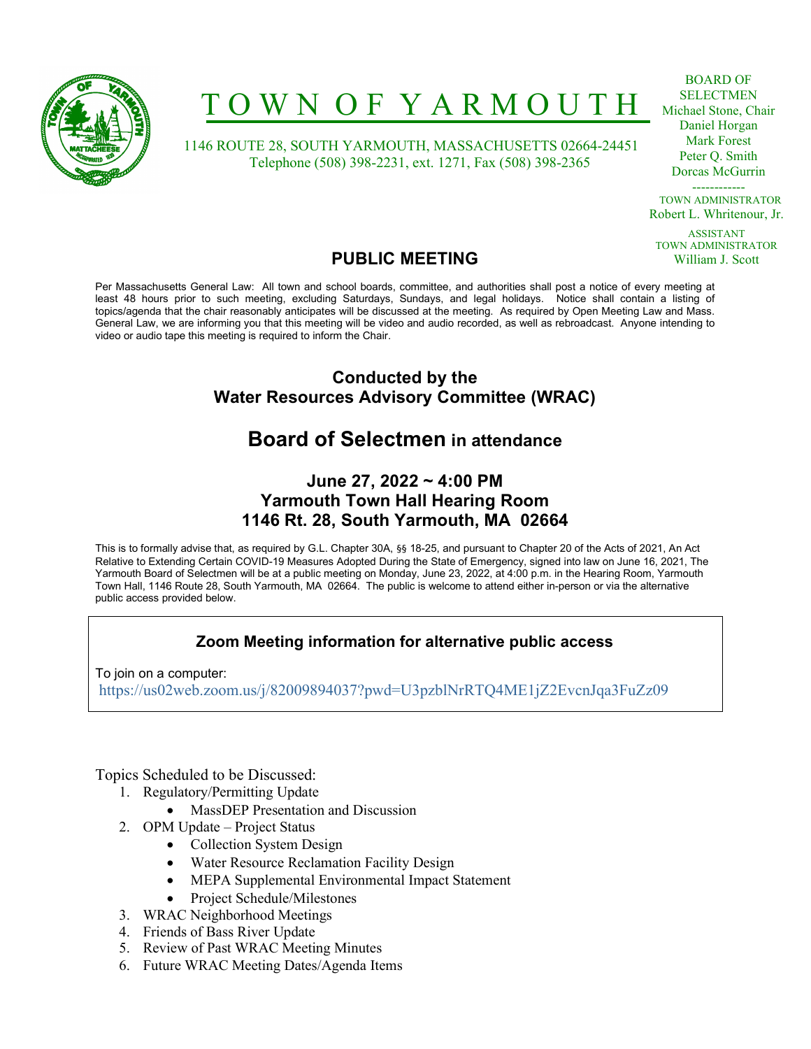# TOWN OF YARMOUTH

1146 ROUTE 28, SOUTH YARMOUTH, MASSACHUSETTS 02664-24451
Telephone (508) 398-2231, ext. 1271, Fax (508) 398-2365

BOARD OF SELECTMEN
Michael Stone, Chair
Daniel Horgan
Mark Forest
Peter Q. Smith
Dorcas McGurrin

------------

TOWN ADMINISTRATOR
Robert L. Whritenour, Jr.

ASSISTANT TOWN ADMINISTRATOR
William J. Scott

## PUBLIC MEETING

Per Massachusetts General Law: All town and school boards, committee, and authorities shall post a notice of every meeting at least 48 hours prior to such meeting, excluding Saturdays, Sundays, and legal holidays. Notice shall contain a listing of topics/agenda that the chair reasonably anticipates will be discussed at the meeting. As required by Open Meeting Law and Mass. General Law, we are informing you that this meeting will be video and audio recorded, as well as rebroadcast. Anyone intending to video or audio tape this meeting is required to inform the Chair.

### Conducted by the Water Resources Advisory Committee (WRAC)

## Board of Selectmen in attendance

### June 27, 2022 ~ 4:00 PM
### Yarmouth Town Hall Hearing Room
### 1146 Rt. 28, South Yarmouth, MA 02664

This is to formally advise that, as required by G.L. Chapter 30A, §§ 18-25, and pursuant to Chapter 20 of the Acts of 2021, An Act Relative to Extending Certain COVID-19 Measures Adopted During the State of Emergency, signed into law on June 16, 2021, The Yarmouth Board of Selectmen will be at a public meeting on Monday, June 23, 2022, at 4:00 p.m. in the Hearing Room, Yarmouth Town Hall, 1146 Route 28, South Yarmouth, MA 02664. The public is welcome to attend either in-person or via the alternative public access provided below.

### Zoom Meeting information for alternative public access

To join on a computer:
https://us02web.zoom.us/j/82009894037?pwd=U3pzblNrRTQ4ME1jZ2EvcnJqa3FuZz09

Topics Scheduled to be Discussed:

1. Regulatory/Permitting Update
   - MassDEP Presentation and Discussion
2. OPM Update – Project Status
   - Collection System Design
   - Water Resource Reclamation Facility Design
   - MEPA Supplemental Environmental Impact Statement
   - Project Schedule/Milestones
3. WRAC Neighborhood Meetings
4. Friends of Bass River Update
5. Review of Past WRAC Meeting Minutes
6. Future WRAC Meeting Dates/Agenda Items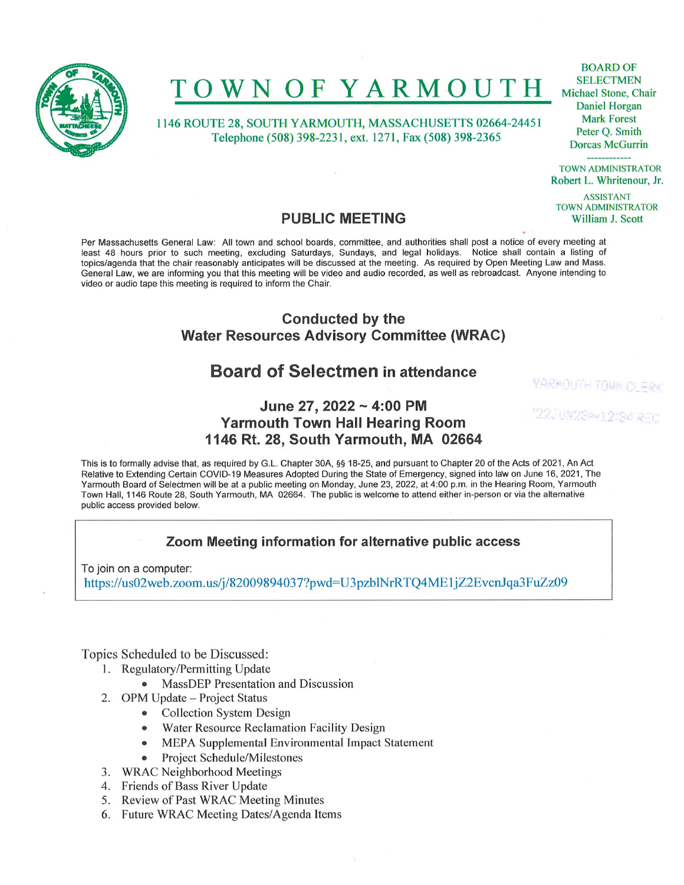# TOWN OF YARMOUTH

1146 ROUTE 28, SOUTH YARMOUTH, MASSACHUSETTS 02664-24451
Telephone (508) 398-2231, ext. 1271, Fax (508) 398-2365

BOARD OF SELECTMEN
Michael Stone, Chair
Daniel Horgan
Mark Forest
Peter Q. Smith
Dorcas McGurrin

------------

TOWN ADMINISTRATOR
Robert L. Whritenour, Jr.

ASSISTANT TOWN ADMINISTRATOR
William J. Scott

## PUBLIC MEETING

Per Massachusetts General Law: All town and school boards, committee, and authorities shall post a notice of every meeting at least 48 hours prior to such meeting, excluding Saturdays, Sundays, and legal holidays. Notice shall contain a listing of topics/agenda that the chair reasonably anticipates will be discussed at the meeting. As required by Open Meeting Law and Mass. General Law, we are informing you that this meeting will be video and audio recorded, as well as rebroadcast. Anyone intending to video or audio tape this meeting is required to inform the Chair.

### Conducted by the Water Resources Advisory Committee (WRAC)

### Board of Selectmen in attendance

YARMOUTH TOWN CLERK
'22JUN28PM12:34 REC

### June 27, 2022 ~ 4:00 PM
### Yarmouth Town Hall Hearing Room
### 1146 Rt. 28, South Yarmouth, MA 02664

This is to formally advise that, as required by G.L. Chapter 30A, §§ 18-25, and pursuant to Chapter 20 of the Acts of 2021, An Act Relative to Extending Certain COVID-19 Measures Adopted During the State of Emergency, signed into law on June 16, 2021, The Yarmouth Board of Selectmen will be at a public meeting on Monday, June 23, 2022, at 4:00 p.m. in the Hearing Room, Yarmouth Town Hall, 1146 Route 28, South Yarmouth, MA 02664. The public is welcome to attend either in-person or via the alternative public access provided below.

**Zoom Meeting information for alternative public access**

To join on a computer:
https://us02web.zoom.us/j/82009894037?pwd=U3pzblNrRTQ4ME1jZ2EvcnJqa3FuZz09

Topics Scheduled to be Discussed:

1. Regulatory/Permitting Update
   - MassDEP Presentation and Discussion
2. OPM Update – Project Status
   - Collection System Design
   - Water Resource Reclamation Facility Design
   - MEPA Supplemental Environmental Impact Statement
   - Project Schedule/Milestones
3. WRAC Neighborhood Meetings
4. Friends of Bass River Update
5. Review of Past WRAC Meeting Minutes
6. Future WRAC Meeting Dates/Agenda Items